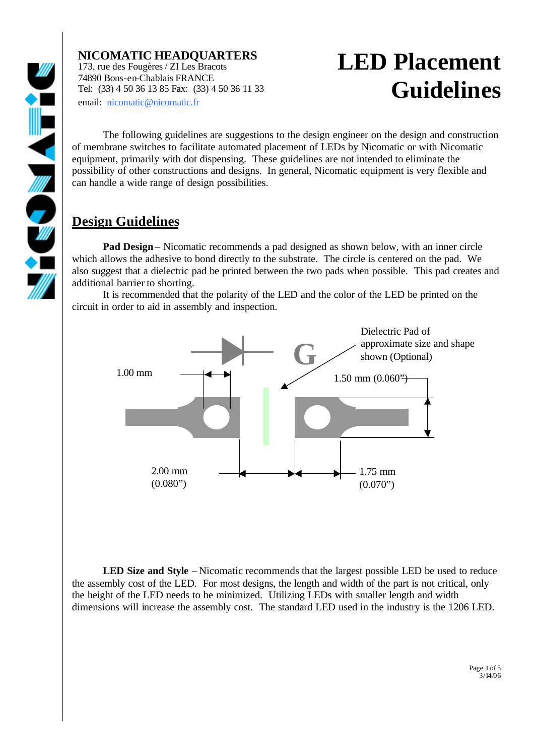**NICOMATIC HEADQUARTERS**
173, rue des Fougères / ZI Les Bracots
74890 Bons-en-Chablais FRANCE
Tel: (33) 4 50 36 13 85 Fax: (33) 4 50 36 11 33
email: nicomatic@nicomatic.fr

# LED Placement Guidelines

The following guidelines are suggestions to the design engineer on the design and construction of membrane switches to facilitate automated placement of LEDs by Nicomatic or with Nicomatic equipment, primarily with dot dispensing. These guidelines are not intended to eliminate the possibility of other constructions and designs. In general, Nicomatic equipment is very flexible and can handle a wide range of design possibilities.

## Design Guidelines

**Pad Design** – Nicomatic recommends a pad designed as shown below, with an inner circle which allows the adhesive to bond directly to the substrate. The circle is centered on the pad. We also suggest that a dielectric pad be printed between the two pads when possible. This pad creates and additional barrier to shorting.

It is recommended that the polarity of the LED and the color of the LED be printed on the circuit in order to aid in assembly and inspection.

G

Dielectric Pad of approximate size and shape shown (Optional)

1.00 mm

1.50 mm (0.060")

2.00 mm (0.080")

1.75 mm (0.070")

**LED Size and Style** – Nicomatic recommends that the largest possible LED be used to reduce the assembly cost of the LED. For most designs, the length and width of the part is not critical, only the height of the LED needs to be minimized. Utilizing LEDs with smaller length and width dimensions will increase the assembly cost. The standard LED used in the industry is the 1206 LED.

3/14/06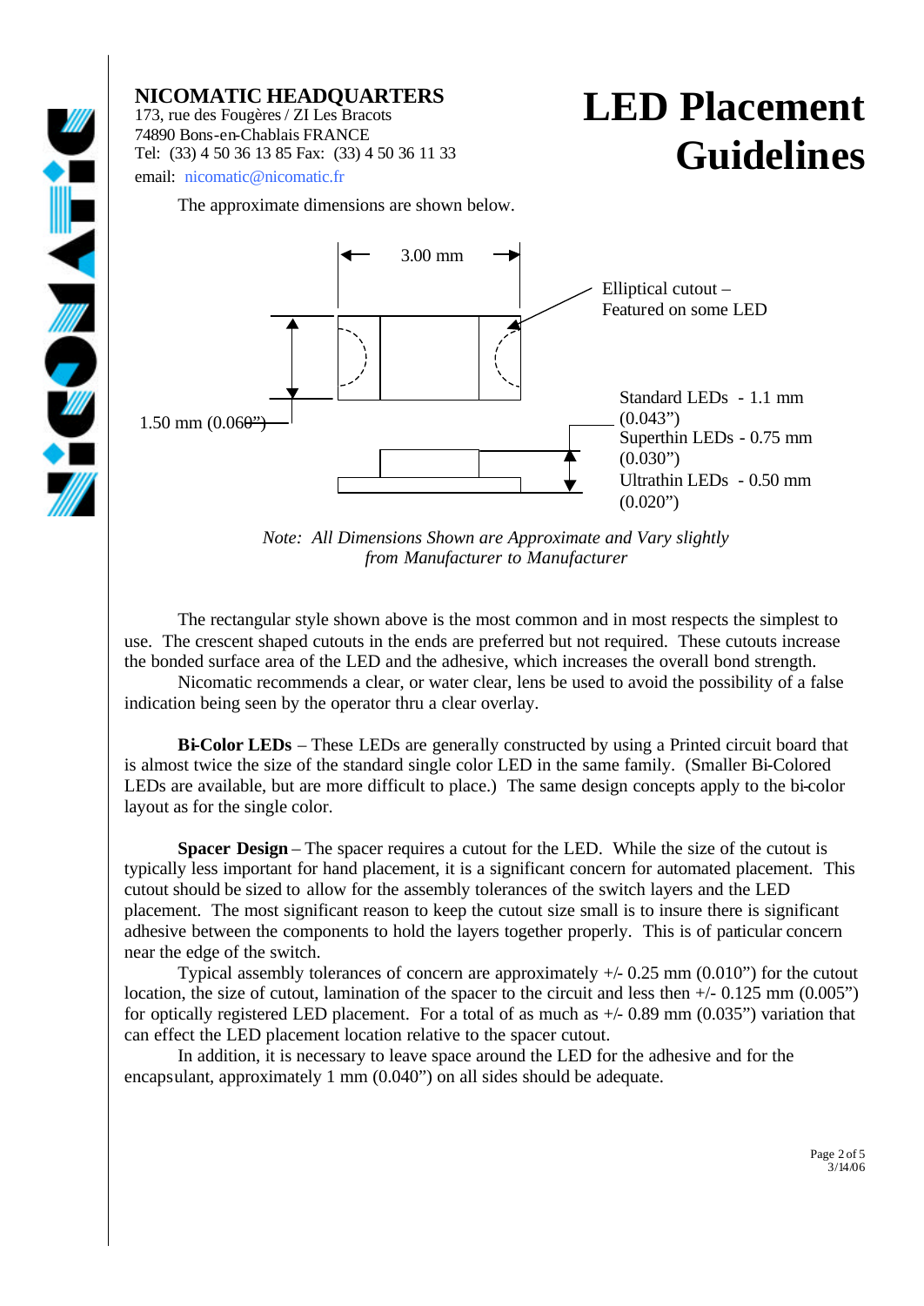**NICOMATIC HEADQUARTERS**
173, rue des Fougères / ZI Les Bracots
74890 Bons-en-Chablais FRANCE
Tel: (33) 4 50 36 13 85 Fax: (33) 4 50 36 11 33
email: nicomatic@nicomatic.fr

# LED Placement Guidelines

The approximate dimensions are shown below.

3.00 mm

Elliptical cutout – Featured on some LED

1.50 mm (0.060")

Standard LEDs - 1.1 mm (0.043")
Superthin LEDs - 0.75 mm (0.030")
Ultrathin LEDs - 0.50 mm (0.020")

*Note: All Dimensions Shown are Approximate and Vary slightly from Manufacturer to Manufacturer*

The rectangular style shown above is the most common and in most respects the simplest to use. The crescent shaped cutouts in the ends are preferred but not required. These cutouts increase the bonded surface area of the LED and the adhesive, which increases the overall bond strength.

Nicomatic recommends a clear, or water clear, lens be used to avoid the possibility of a false indication being seen by the operator thru a clear overlay.

**Bi-Color LEDs** – These LEDs are generally constructed by using a Printed circuit board that is almost twice the size of the standard single color LED in the same family. (Smaller Bi-Colored LEDs are available, but are more difficult to place.) The same design concepts apply to the bi-color layout as for the single color.

**Spacer Design** – The spacer requires a cutout for the LED. While the size of the cutout is typically less important for hand placement, it is a significant concern for automated placement. This cutout should be sized to allow for the assembly tolerances of the switch layers and the LED placement. The most significant reason to keep the cutout size small is to insure there is significant adhesive between the components to hold the layers together properly. This is of particular concern near the edge of the switch.

Typical assembly tolerances of concern are approximately +/- 0.25 mm (0.010") for the cutout location, the size of cutout, lamination of the spacer to the circuit and less then +/- 0.125 mm (0.005") for optically registered LED placement. For a total of as much as +/- 0.89 mm (0.035") variation that can effect the LED placement location relative to the spacer cutout.

In addition, it is necessary to leave space around the LED for the adhesive and for the encapsulant, approximately 1 mm (0.040") on all sides should be adequate.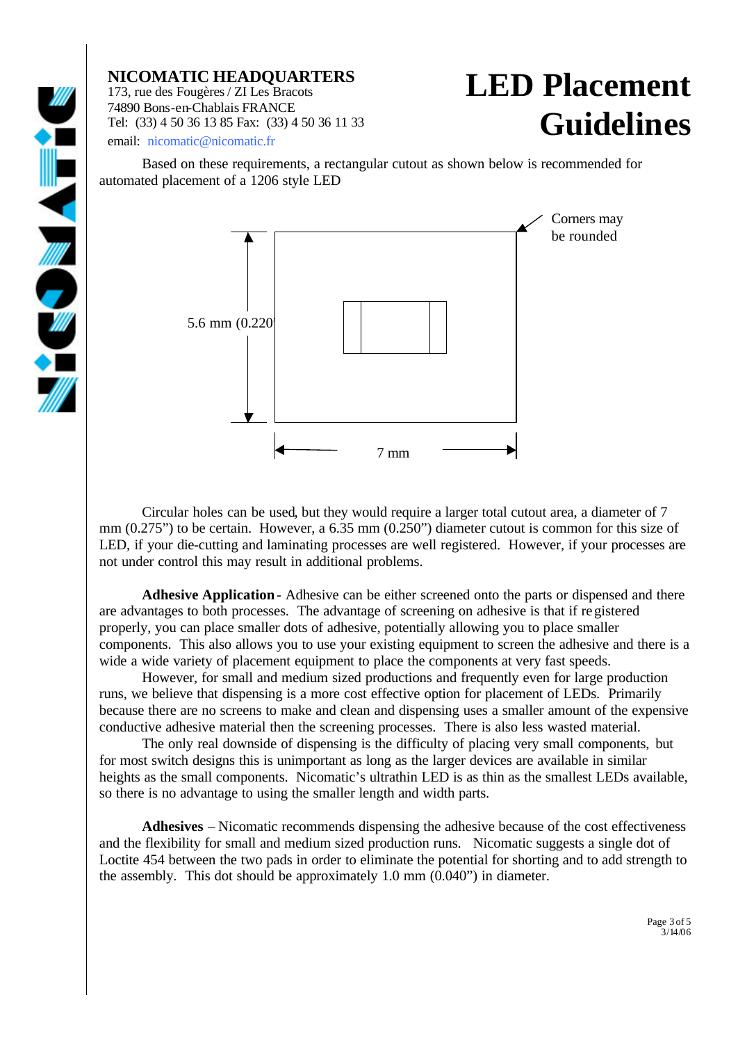**NICOMATIC HEADQUARTERS**
173, rue des Fougères / ZI Les Bracots
74890 Bons-en-Chablais FRANCE
Tel: (33) 4 50 36 13 85 Fax: (33) 4 50 36 11 33
email: nicomatic@nicomatic.fr

# LED Placement Guidelines

Based on these requirements, a rectangular cutout as shown below is recommended for automated placement of a 1206 style LED

Corners may be rounded

5.6 mm (0.220")

7 mm

Circular holes can be used, but they would require a larger total cutout area, a diameter of 7 mm (0.275") to be certain. However, a 6.35 mm (0.250") diameter cutout is common for this size of LED, if your die-cutting and laminating processes are well registered. However, if your processes are not under control this may result in additional problems.

**Adhesive Application** - Adhesive can be either screened onto the parts or dispensed and there are advantages to both processes. The advantage of screening on adhesive is that if registered properly, you can place smaller dots of adhesive, potentially allowing you to place smaller components. This also allows you to use your existing equipment to screen the adhesive and there is a wide a wide variety of placement equipment to place the components at very fast speeds.

However, for small and medium sized productions and frequently even for large production runs, we believe that dispensing is a more cost effective option for placement of LEDs. Primarily because there are no screens to make and clean and dispensing uses a smaller amount of the expensive conductive adhesive material then the screening processes. There is also less wasted material.

The only real downside of dispensing is the difficulty of placing very small components, but for most switch designs this is unimportant as long as the larger devices are available in similar heights as the small components. Nicomatic's ultrathin LED is as thin as the smallest LEDs available, so there is no advantage to using the smaller length and width parts.

**Adhesives** – Nicomatic recommends dispensing the adhesive because of the cost effectiveness and the flexibility for small and medium sized production runs. Nicomatic suggests a single dot of Loctite 454 between the two pads in order to eliminate the potential for shorting and to add strength to the assembly. This dot should be approximately 1.0 mm (0.040") in diameter.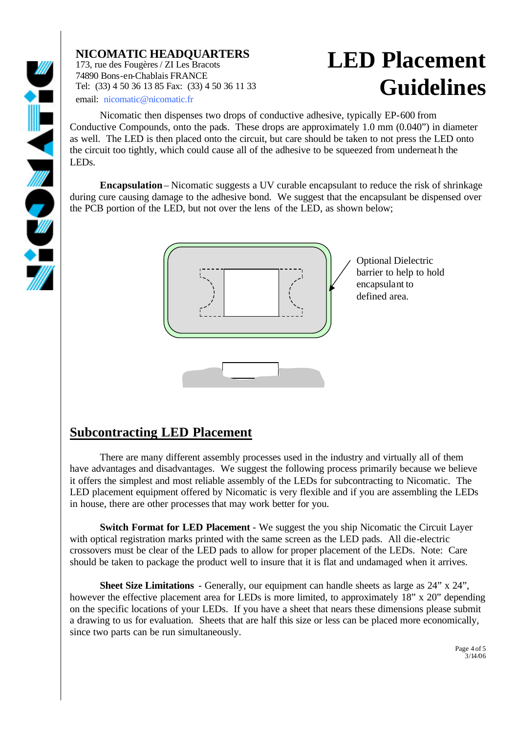**NICOMATIC HEADQUARTERS**
173, rue des Fougères / ZI Les Bracots
74890 Bons-en-Chablais FRANCE
Tel: (33) 4 50 36 13 85 Fax: (33) 4 50 36 11 33
email: nicomatic@nicomatic.fr

# LED Placement Guidelines

Nicomatic then dispenses two drops of conductive adhesive, typically EP-600 from Conductive Compounds, onto the pads. These drops are approximately 1.0 mm (0.040") in diameter as well. The LED is then placed onto the circuit, but care should be taken to not press the LED onto the circuit too tightly, which could cause all of the adhesive to be squeezed from underneath the LEDs.

**Encapsulation** – Nicomatic suggests a UV curable encapsulant to reduce the risk of shrinkage during cure causing damage to the adhesive bond. We suggest that the encapsulant be dispensed over the PCB portion of the LED, but not over the lens of the LED, as shown below;

Optional Dielectric barrier to help hold encapsulant to defined area.

## Subcontracting LED Placement

There are many different assembly processes used in the industry and virtually all of them have advantages and disadvantages. We suggest the following process primarily because we believe it offers the simplest and most reliable assembly of the LEDs for subcontracting to Nicomatic. The LED placement equipment offered by Nicomatic is very flexible and if you are assembling the LEDs in house, there are other processes that may work better for you.

**Switch Format for LED Placement** - We suggest the you ship Nicomatic the Circuit Layer with optical registration marks printed with the same screen as the LED pads. All die-electric crossovers must be clear of the LED pads to allow for proper placement of the LEDs. Note: Care should be taken to package the product well to insure that it is flat and undamaged when it arrives.

**Sheet Size Limitations** - Generally, our equipment can handle sheets as large as 24" x 24", however the effective placement area for LEDs is more limited, to approximately 18" x 20" depending on the specific locations of your LEDs. If you have a sheet that nears these dimensions please submit a drawing to us for evaluation. Sheets that are half this size or less can be placed more economically, since two parts can be run simultaneously.

3/14/06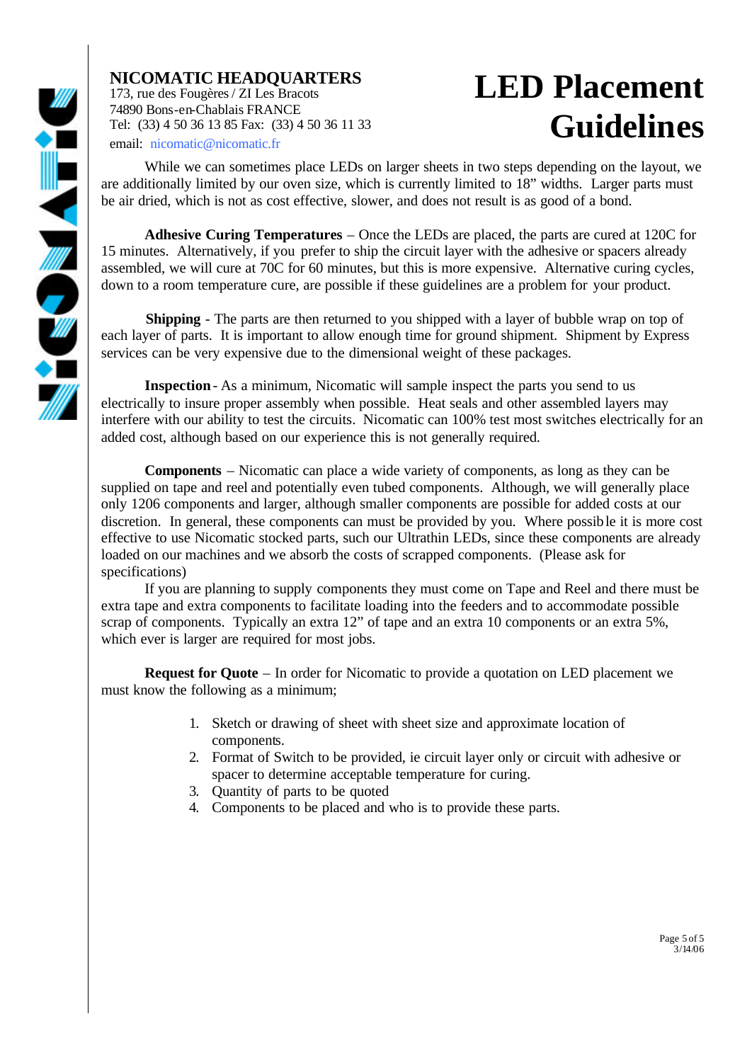**NICOMATIC HEADQUARTERS**
173, rue des Fougères / ZI Les Bracots
74890 Bons-en-Chablais FRANCE
Tel: (33) 4 50 36 13 85 Fax: (33) 4 50 36 11 33
email: nicomatic@nicomatic.fr

# LED Placement Guidelines

While we can sometimes place LEDs on larger sheets in two steps depending on the layout, we are additionally limited by our oven size, which is currently limited to 18" widths. Larger parts must be air dried, which is not as cost effective, slower, and does not result is as good of a bond.

**Adhesive Curing Temperatures** – Once the LEDs are placed, the parts are cured at 120C for 15 minutes. Alternatively, if you prefer to ship the circuit layer with the adhesive or spacers already assembled, we will cure at 70C for 60 minutes, but this is more expensive. Alternative curing cycles, down to a room temperature cure, are possible if these guidelines are a problem for your product.

**Shipping** - The parts are then returned to you shipped with a layer of bubble wrap on top of each layer of parts. It is important to allow enough time for ground shipment. Shipment by Express services can be very expensive due to the dimensional weight of these packages.

**Inspection** - As a minimum, Nicomatic will sample inspect the parts you send to us electrically to insure proper assembly when possible. Heat seals and other assembled layers may interfere with our ability to test the circuits. Nicomatic can 100% test most switches electrically for an added cost, although based on our experience this is not generally required.

**Components** – Nicomatic can place a wide variety of components, as long as they can be supplied on tape and reel and potentially even tubed components. Although, we will generally place only 1206 components and larger, although smaller components are possible for added costs at our discretion. In general, these components can must be provided by you. Where possible it is more cost effective to use Nicomatic stocked parts, such our Ultrathin LEDs, since these components are already loaded on our machines and we absorb the costs of scrapped components. (Please ask for specifications)

If you are planning to supply components they must come on Tape and Reel and there must be extra tape and extra components to facilitate loading into the feeders and to accommodate possible scrap of components. Typically an extra 12" of tape and an extra 10 components or an extra 5%, which ever is larger are required for most jobs.

**Request for Quote** – In order for Nicomatic to provide a quotation on LED placement we must know the following as a minimum;

1. Sketch or drawing of sheet with sheet size and approximate location of components.
2. Format of Switch to be provided, ie circuit layer only or circuit with adhesive or spacer to determine acceptable temperature for curing.
3. Quantity of parts to be quoted
4. Components to be placed and who is to provide these parts.